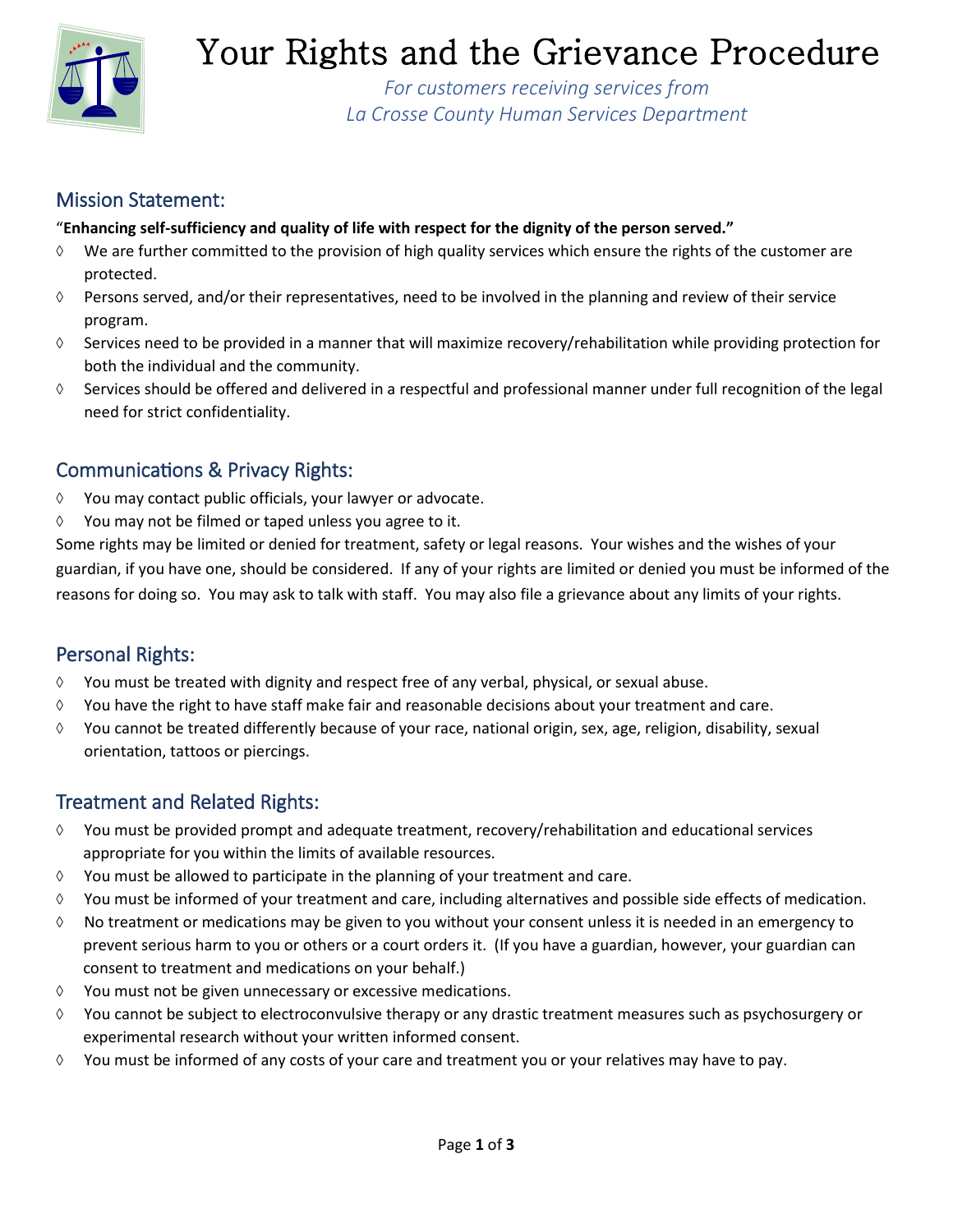# Your Rights and the Grievance Procedure

*For customers receiving services from*
*La Crosse County Human Services Department*

## Mission Statement:

"**Enhancing self-sufficiency and quality of life with respect for the dignity of the person served."**

- We are further committed to the provision of high quality services which ensure the rights of the customer are protected.
- Persons served, and/or their representatives, need to be involved in the planning and review of their service program.
- Services need to be provided in a manner that will maximize recovery/rehabilitation while providing protection for both the individual and the community.
- Services should be offered and delivered in a respectful and professional manner under full recognition of the legal need for strict confidentiality.

## Communications & Privacy Rights:

- You may contact public officials, your lawyer or advocate.
- You may not be filmed or taped unless you agree to it.

Some rights may be limited or denied for treatment, safety or legal reasons. Your wishes and the wishes of your guardian, if you have one, should be considered. If any of your rights are limited or denied you must be informed of the reasons for doing so. You may ask to talk with staff. You may also file a grievance about any limits of your rights.

## Personal Rights:

- You must be treated with dignity and respect free of any verbal, physical, or sexual abuse.
- You have the right to have staff make fair and reasonable decisions about your treatment and care.
- You cannot be treated differently because of your race, national origin, sex, age, religion, disability, sexual orientation, tattoos or piercings.

## Treatment and Related Rights:

- You must be provided prompt and adequate treatment, recovery/rehabilitation and educational services appropriate for you within the limits of available resources.
- You must be allowed to participate in the planning of your treatment and care.
- You must be informed of your treatment and care, including alternatives and possible side effects of medication.
- No treatment or medications may be given to you without your consent unless it is needed in an emergency to prevent serious harm to you or others or a court orders it. (If you have a guardian, however, your guardian can consent to treatment and medications on your behalf.)
- You must not be given unnecessary or excessive medications.
- You cannot be subject to electroconvulsive therapy or any drastic treatment measures such as psychosurgery or experimental research without your written informed consent.
- You must be informed of any costs of your care and treatment you or your relatives may have to pay.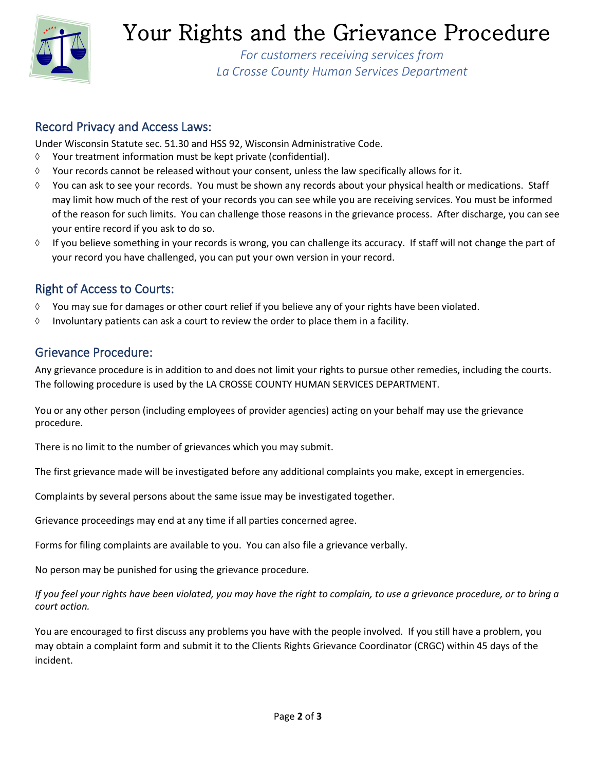# Your Rights and the Grievance Procedure

*For customers receiving services from La Crosse County Human Services Department*

## Record Privacy and Access Laws:

Under Wisconsin Statute sec. 51.30 and HSS 92, Wisconsin Administrative Code.

- Your treatment information must be kept private (confidential).
- Your records cannot be released without your consent, unless the law specifically allows for it.
- You can ask to see your records. You must be shown any records about your physical health or medications. Staff may limit how much of the rest of your records you can see while you are receiving services. You must be informed of the reason for such limits. You can challenge those reasons in the grievance process. After discharge, you can see your entire record if you ask to do so.
- If you believe something in your records is wrong, you can challenge its accuracy. If staff will not change the part of your record you have challenged, you can put your own version in your record.

## Right of Access to Courts:

- You may sue for damages or other court relief if you believe any of your rights have been violated.
- Involuntary patients can ask a court to review the order to place them in a facility.

## Grievance Procedure:

Any grievance procedure is in addition to and does not limit your rights to pursue other remedies, including the courts. The following procedure is used by the LA CROSSE COUNTY HUMAN SERVICES DEPARTMENT.

You or any other person (including employees of provider agencies) acting on your behalf may use the grievance procedure.

There is no limit to the number of grievances which you may submit.

The first grievance made will be investigated before any additional complaints you make, except in emergencies.

Complaints by several persons about the same issue may be investigated together.

Grievance proceedings may end at any time if all parties concerned agree.

Forms for filing complaints are available to you. You can also file a grievance verbally.

No person may be punished for using the grievance procedure.

*If you feel your rights have been violated, you may have the right to complain, to use a grievance procedure, or to bring a court action.*

You are encouraged to first discuss any problems you have with the people involved. If you still have a problem, you may obtain a complaint form and submit it to the Clients Rights Grievance Coordinator (CRGC) within 45 days of the incident.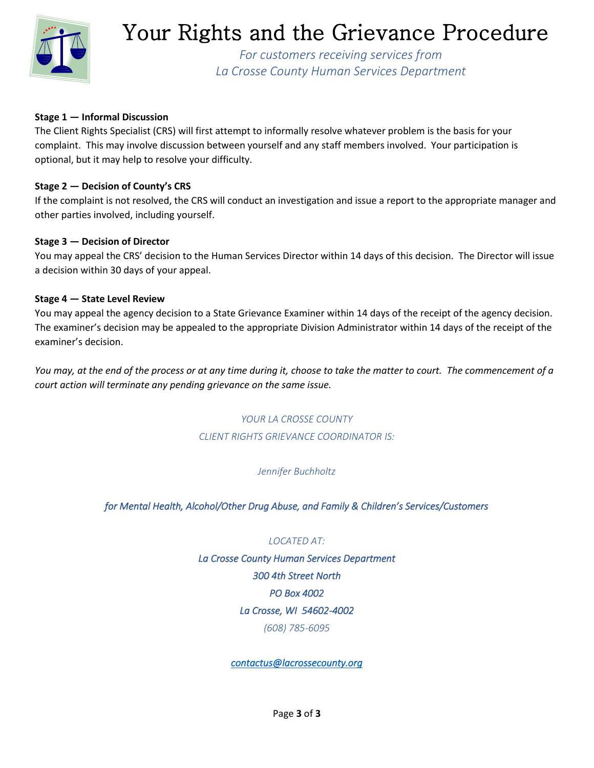# Your Rights and the Grievance Procedure

*For customers receiving services from*
*La Crosse County Human Services Department*

**Stage 1 — Informal Discussion**
The Client Rights Specialist (CRS) will first attempt to informally resolve whatever problem is the basis for your complaint. This may involve discussion between yourself and any staff members involved. Your participation is optional, but it may help to resolve your difficulty.

**Stage 2 — Decision of County's CRS**
If the complaint is not resolved, the CRS will conduct an investigation and issue a report to the appropriate manager and other parties involved, including yourself.

**Stage 3 — Decision of Director**
You may appeal the CRS' decision to the Human Services Director within 14 days of this decision. The Director will issue a decision within 30 days of your appeal.

**Stage 4 — State Level Review**
You may appeal the agency decision to a State Grievance Examiner within 14 days of the receipt of the agency decision. The examiner's decision may be appealed to the appropriate Division Administrator within 14 days of the receipt of the examiner's decision.

*You may, at the end of the process or at any time during it, choose to take the matter to court. The commencement of a court action will terminate any pending grievance on the same issue.*

*YOUR LA CROSSE COUNTY*
*CLIENT RIGHTS GRIEVANCE COORDINATOR IS:*

*Jennifer Buchholtz*

*for Mental Health, Alcohol/Other Drug Abuse, and Family & Children's Services/Customers*

*LOCATED AT:*
*La Crosse County Human Services Department*
*300 4th Street North*
*PO Box 4002*
*La Crosse, WI 54602-4002*
*(608) 785-6095*

*contactus@lacrossecounty.org*